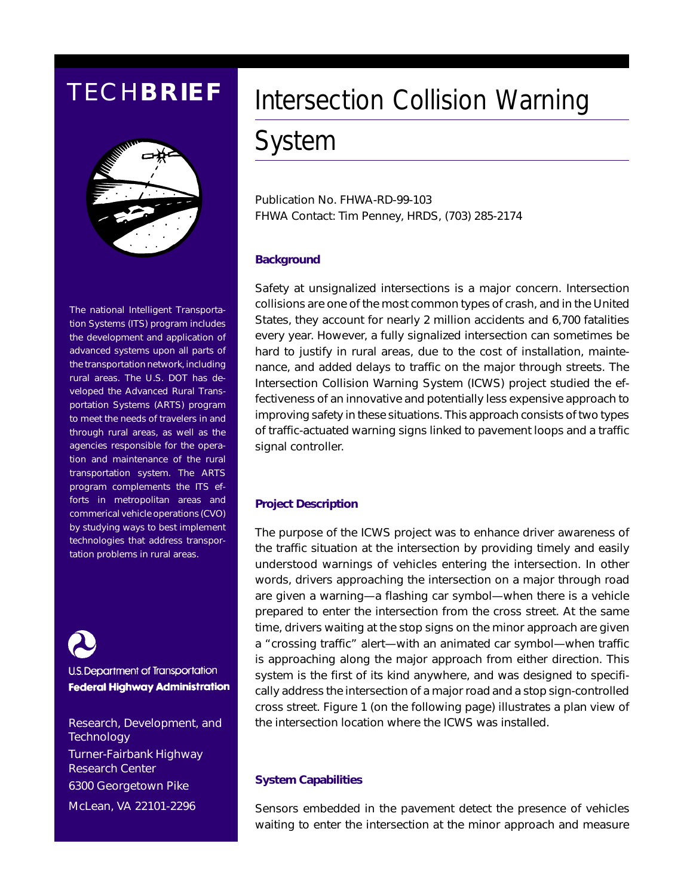TECH**BRIEF**

# Intersection Collision Warning System

Publication No. FHWA-RD-99-103
FHWA Contact: Tim Penney, HRDS, (703) 285-2174

The national Intelligent Transportation Systems (ITS) program includes the development and application of advanced systems upon all parts of the transportation network, including rural areas. The U.S. DOT has developed the Advanced Rural Transportation Systems (ARTS) program to meet the needs of travelers in and through rural areas, as well as the agencies responsible for the operation and maintenance of the rural transportation system. The ARTS program complements the ITS efforts in metropolitan areas and commerical vehicle operations (CVO) by studying ways to best implement technologies that address transportation problems in rural areas.

U.S. Department of Transportation
**Federal Highway Administration**

Research, Development, and Technology
Turner-Fairbank Highway Research Center
6300 Georgetown Pike
McLean, VA 22101-2296

## Background

Safety at unsignalized intersections is a major concern. Intersection collisions are one of the most common types of crash, and in the United States, they account for nearly 2 million accidents and 6,700 fatalities every year. However, a fully signalized intersection can sometimes be hard to justify in rural areas, due to the cost of installation, maintenance, and added delays to traffic on the major through streets. The Intersection Collision Warning System (ICWS) project studied the effectiveness of an innovative and potentially less expensive approach to improving safety in these situations. This approach consists of two types of traffic-actuated warning signs linked to pavement loops and a traffic signal controller.

## Project Description

The purpose of the ICWS project was to enhance driver awareness of the traffic situation at the intersection by providing timely and easily understood warnings of vehicles entering the intersection. In other words, drivers approaching the intersection on a major through road are given a warning—a flashing car symbol—when there is a vehicle prepared to enter the intersection from the cross street. At the same time, drivers waiting at the stop signs on the minor approach are given a "crossing traffic" alert—with an animated car symbol—when traffic is approaching along the major approach from either direction. This system is the first of its kind anywhere, and was designed to specifically address the intersection of a major road and a stop sign-controlled cross street. Figure 1 (on the following page) illustrates a plan view of the intersection location where the ICWS was installed.

## System Capabilities

Sensors embedded in the pavement detect the presence of vehicles waiting to enter the intersection at the minor approach and measure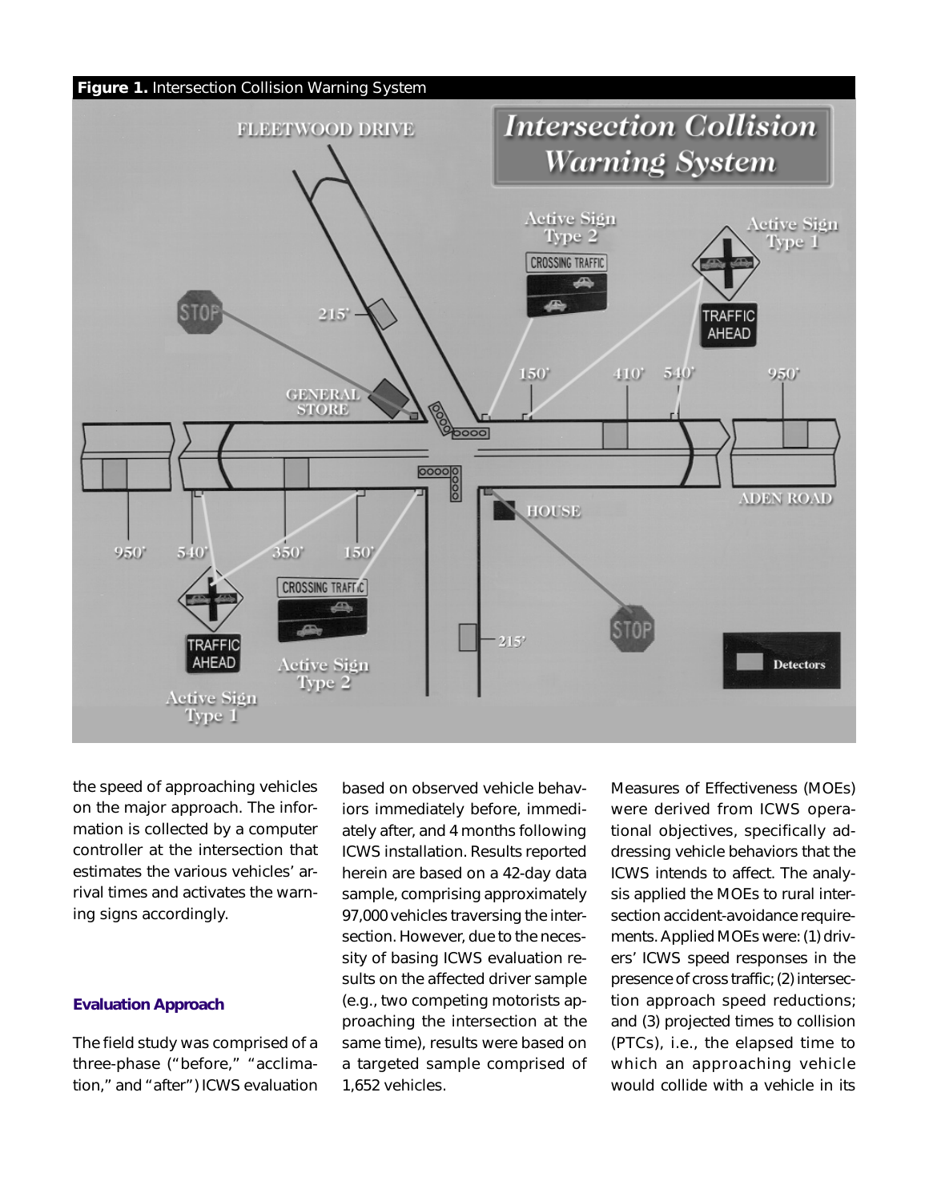**Figure 1.** Intersection Collision Warning System

the speed of approaching vehicles on the major approach. The information is collected by a computer controller at the intersection that estimates the various vehicles' arrival times and activates the warning signs accordingly.

### Evaluation Approach

The field study was comprised of a three-phase ("before," "acclimation," and "after") ICWS evaluation based on observed vehicle behaviors immediately before, immediately after, and 4 months following ICWS installation. Results reported herein are based on a 42-day data sample, comprising approximately 97,000 vehicles traversing the intersection. However, due to the necessity of basing ICWS evaluation results on the affected driver sample (e.g., two competing motorists approaching the intersection at the same time), results were based on a targeted sample comprised of 1,652 vehicles.

Measures of Effectiveness (MOEs) were derived from ICWS operational objectives, specifically addressing vehicle behaviors that the ICWS intends to affect. The analysis applied the MOEs to rural intersection accident-avoidance requirements. Applied MOEs were: (1) drivers' ICWS speed responses in the presence of cross traffic; (2) intersection approach speed reductions; and (3) projected times to collision (PTCs), i.e., the elapsed time to which an approaching vehicle would collide with a vehicle in its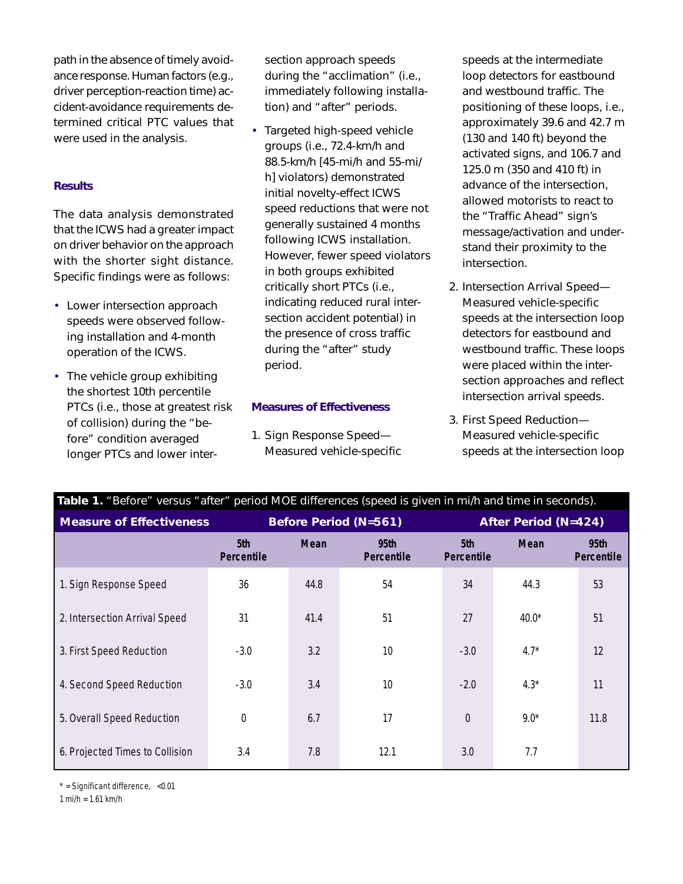path in the absence of timely avoidance response. Human factors (e.g., driver perception-reaction time) accident-avoidance requirements determined critical PTC values that were used in the analysis.

### Results

The data analysis demonstrated that the ICWS had a greater impact on driver behavior on the approach with the shorter sight distance. Specific findings were as follows:

- Lower intersection approach speeds were observed following installation and 4-month operation of the ICWS.
- The vehicle group exhibiting the shortest 10th percentile PTCs (i.e., those at greatest risk of collision) during the "before" condition averaged longer PTCs and lower intersection approach speeds during the "acclimation" (i.e., immediately following installation) and "after" periods.
- Targeted high-speed vehicle groups (i.e., 72.4-km/h and 88.5-km/h [45-mi/h and 55-mi/h] violators) demonstrated initial novelty-effect ICWS speed reductions that were not generally sustained 4 months following ICWS installation. However, fewer speed violators in both groups exhibited critically short PTCs (i.e., indicating reduced rural intersection accident potential) in the presence of cross traffic during the "after" study period.

### Measures of Effectiveness

1. Sign Response Speed—Measured vehicle-specific speeds at the intermediate loop detectors for eastbound and westbound traffic. The positioning of these loops, i.e., approximately 39.6 and 42.7 m (130 and 140 ft) beyond the activated signs, and 106.7 and 125.0 m (350 and 410 ft) in advance of the intersection, allowed motorists to react to the "Traffic Ahead" sign's message/activation and understand their proximity to the intersection.
2. Intersection Arrival Speed—Measured vehicle-specific speeds at the intersection loop detectors for eastbound and westbound traffic. These loops were placed within the intersection approaches and reflect intersection arrival speeds.
3. First Speed Reduction—Measured vehicle-specific speeds at the intersection loop

**Table 1.** "Before" versus "after" period MOE differences (speed is given in mi/h and time in seconds).

| Measure of Effectiveness | Before Period (N=561) | | | After Period (N=424) | | |
|---|---|---|---|---|---|---|
| | 5th Percentile | Mean | 95th Percentile | 5th Percentile | Mean | 95th Percentile |
| 1. Sign Response Speed | 36 | 44.8 | 54 | 34 | 44.3 | 53 |
| 2. Intersection Arrival Speed | 31 | 41.4 | 51 | 27 | 40.0* | 51 |
| 3. First Speed Reduction | -3.0 | 3.2 | 10 | -3.0 | 4.7* | 12 |
| 4. Second Speed Reduction | -3.0 | 3.4 | 10 | -2.0 | 4.3* | 11 |
| 5. Overall Speed Reduction | 0 | 6.7 | 17 | 0 | 9.0* | 11.8 |
| 6. Projected Times to Collision | 3.4 | 7.8 | 12.1 | 3.0 | 7.7 | |

\* = Significant difference, <0.01

1 mi/h = 1.61 km/h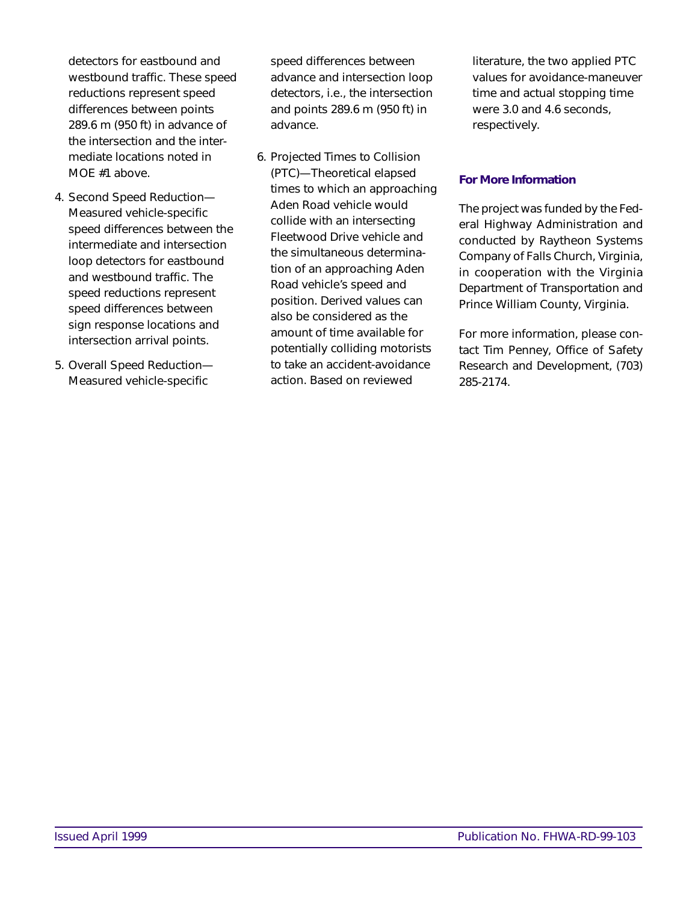detectors for eastbound and westbound traffic. These speed reductions represent speed differences between points 289.6 m (950 ft) in advance of the intersection and the intermediate locations noted in MOE #1 above.

4. Second Speed Reduction—Measured vehicle-specific speed differences between the intermediate and intersection loop detectors for eastbound and westbound traffic. The speed reductions represent speed differences between sign response locations and intersection arrival points.

5. Overall Speed Reduction—Measured vehicle-specific speed differences between advance and intersection loop detectors, i.e., the intersection and points 289.6 m (950 ft) in advance.

6. Projected Times to Collision (PTC)—Theoretical elapsed times to which an approaching Aden Road vehicle would collide with an intersecting Fleetwood Drive vehicle and the simultaneous determination of an approaching Aden Road vehicle's speed and position. Derived values can also be considered as the amount of time available for potentially colliding motorists to take an accident-avoidance action. Based on reviewed literature, the two applied PTC values for avoidance-maneuver time and actual stopping time were 3.0 and 4.6 seconds, respectively.

### For More Information

The project was funded by the Federal Highway Administration and conducted by Raytheon Systems Company of Falls Church, Virginia, in cooperation with the Virginia Department of Transportation and Prince William County, Virginia.

For more information, please contact Tim Penney, Office of Safety Research and Development, (703) 285-2174.

Issued April 1999

Publication No. FHWA-RD-99-103